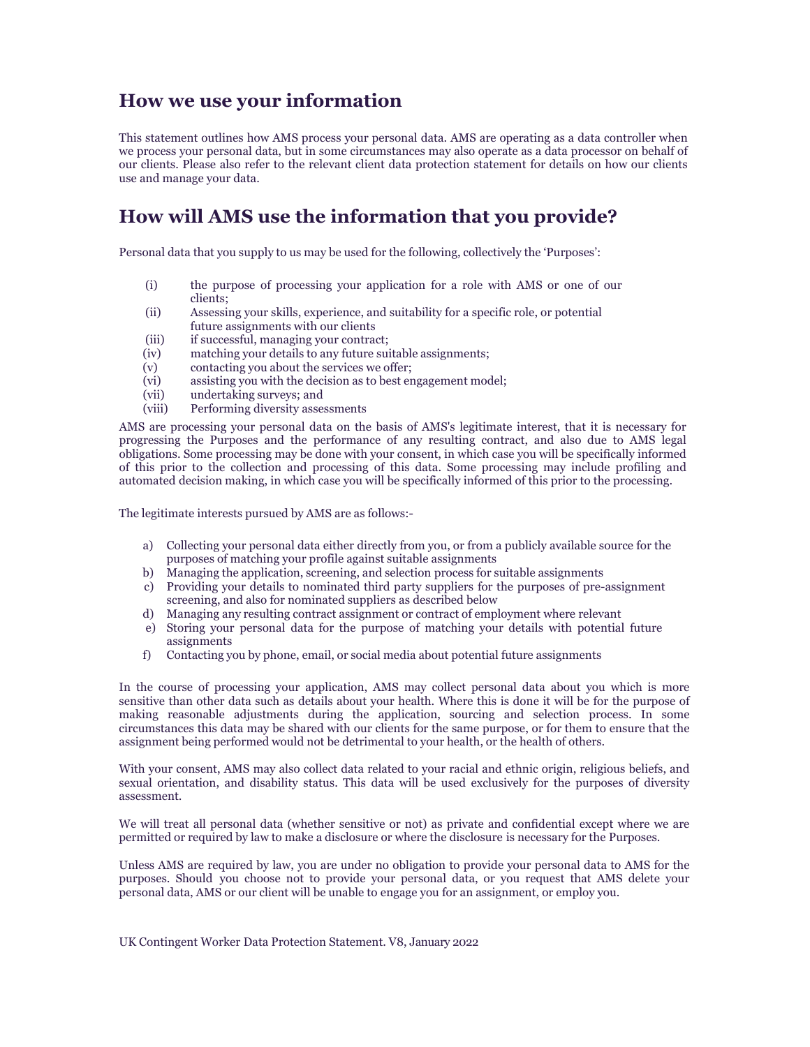## How we use your information

This statement outlines how AMS process your personal data. AMS are operating as a data controller when we process your personal data, but in some circumstances may also operate as a data processor on behalf of our clients. Please also refer to the relevant client data protection statement for details on how our clients use and manage your data.

## How will AMS use the information that you provide?

Personal data that you supply to us may be used for the following, collectively the 'Purposes':

(i) the purpose of processing your application for a role with AMS or one of our clients;
(ii) Assessing your skills, experience, and suitability for a specific role, or potential future assignments with our clients
(iii) if successful, managing your contract;
(iv) matching your details to any future suitable assignments;
(v) contacting you about the services we offer;
(vi) assisting you with the decision as to best engagement model;
(vii) undertaking surveys; and
(viii) Performing diversity assessments

AMS are processing your personal data on the basis of AMS's legitimate interest, that it is necessary for progressing the Purposes and the performance of any resulting contract, and also due to AMS legal obligations. Some processing may be done with your consent, in which case you will be specifically informed of this prior to the collection and processing of this data. Some processing may include profiling and automated decision making, in which case you will be specifically informed of this prior to the processing.

The legitimate interests pursued by AMS are as follows:-

a) Collecting your personal data either directly from you, or from a publicly available source for the purposes of matching your profile against suitable assignments
b) Managing the application, screening, and selection process for suitable assignments
c) Providing your details to nominated third party suppliers for the purposes of pre-assignment screening, and also for nominated suppliers as described below
d) Managing any resulting contract assignment or contract of employment where relevant
e) Storing your personal data for the purpose of matching your details with potential future assignments
f) Contacting you by phone, email, or social media about potential future assignments

In the course of processing your application, AMS may collect personal data about you which is more sensitive than other data such as details about your health. Where this is done it will be for the purpose of making reasonable adjustments during the application, sourcing and selection process. In some circumstances this data may be shared with our clients for the same purpose, or for them to ensure that the assignment being performed would not be detrimental to your health, or the health of others.

With your consent, AMS may also collect data related to your racial and ethnic origin, religious beliefs, and sexual orientation, and disability status. This data will be used exclusively for the purposes of diversity assessment.

We will treat all personal data (whether sensitive or not) as private and confidential except where we are permitted or required by law to make a disclosure or where the disclosure is necessary for the Purposes.

Unless AMS are required by law, you are under no obligation to provide your personal data to AMS for the purposes. Should you choose not to provide your personal data, or you request that AMS delete your personal data, AMS or our client will be unable to engage you for an assignment, or employ you.

UK Contingent Worker Data Protection Statement. V8, January 2022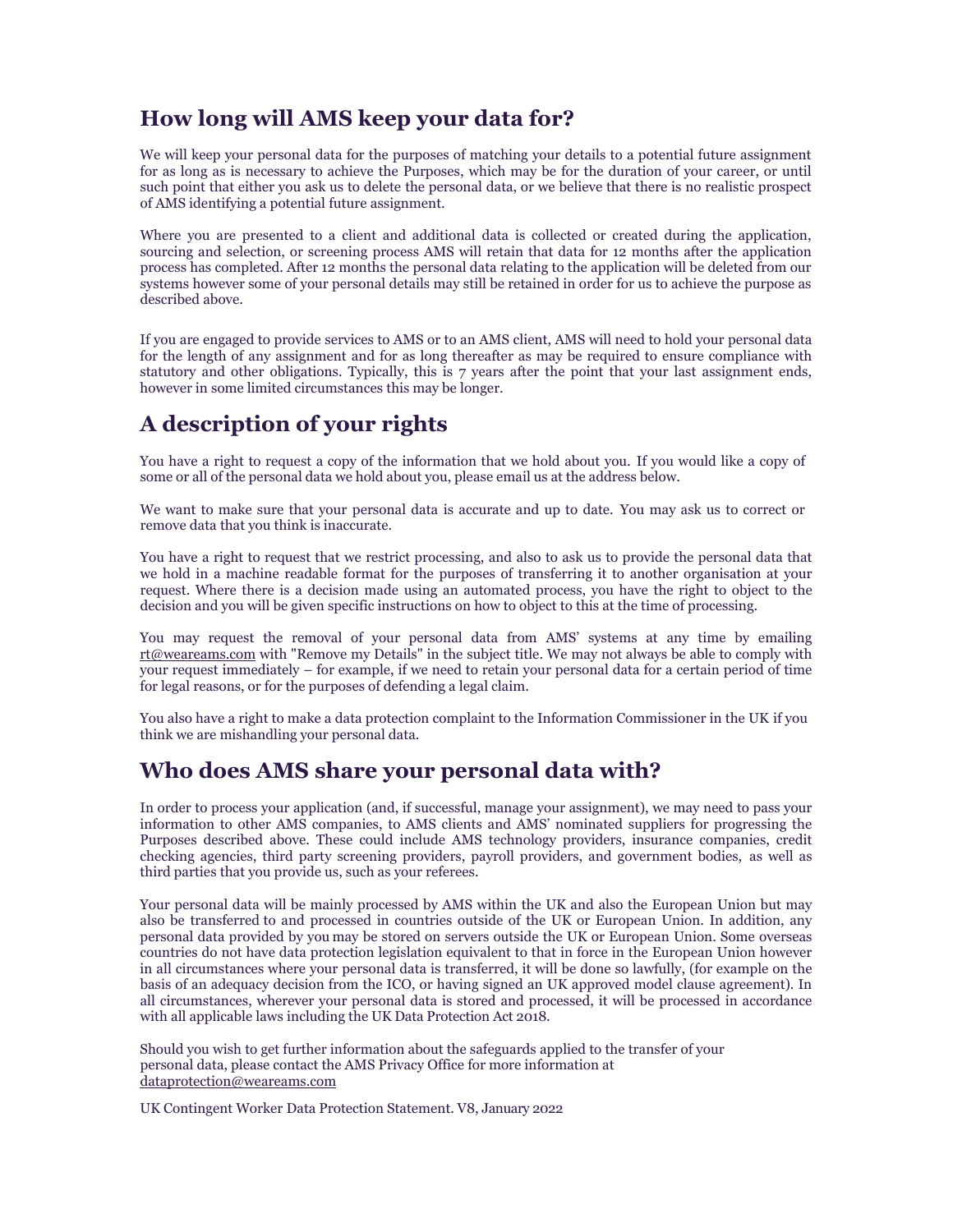## How long will AMS keep your data for?

We will keep your personal data for the purposes of matching your details to a potential future assignment for as long as is necessary to achieve the Purposes, which may be for the duration of your career, or until such point that either you ask us to delete the personal data, or we believe that there is no realistic prospect of AMS identifying a potential future assignment.

Where you are presented to a client and additional data is collected or created during the application, sourcing and selection, or screening process AMS will retain that data for 12 months after the application process has completed. After 12 months the personal data relating to the application will be deleted from our systems however some of your personal details may still be retained in order for us to achieve the purpose as described above.

If you are engaged to provide services to AMS or to an AMS client, AMS will need to hold your personal data for the length of any assignment and for as long thereafter as may be required to ensure compliance with statutory and other obligations. Typically, this is 7 years after the point that your last assignment ends, however in some limited circumstances this may be longer.

## A description of your rights

You have a right to request a copy of the information that we hold about you. If you would like a copy of some or all of the personal data we hold about you, please email us at the address below.

We want to make sure that your personal data is accurate and up to date. You may ask us to correct or remove data that you think is inaccurate.

You have a right to request that we restrict processing, and also to ask us to provide the personal data that we hold in a machine readable format for the purposes of transferring it to another organisation at your request. Where there is a decision made using an automated process, you have the right to object to the decision and you will be given specific instructions on how to object to this at the time of processing.

You may request the removal of your personal data from AMS' systems at any time by emailing rt@weareams.com with "Remove my Details" in the subject title. We may not always be able to comply with your request immediately – for example, if we need to retain your personal data for a certain period of time for legal reasons, or for the purposes of defending a legal claim.

You also have a right to make a data protection complaint to the Information Commissioner in the UK if you think we are mishandling your personal data.

## Who does AMS share your personal data with?

In order to process your application (and, if successful, manage your assignment), we may need to pass your information to other AMS companies, to AMS clients and AMS' nominated suppliers for progressing the Purposes described above. These could include AMS technology providers, insurance companies, credit checking agencies, third party screening providers, payroll providers, and government bodies, as well as third parties that you provide us, such as your referees.

Your personal data will be mainly processed by AMS within the UK and also the European Union but may also be transferred to and processed in countries outside of the UK or European Union. In addition, any personal data provided by you may be stored on servers outside the UK or European Union. Some overseas countries do not have data protection legislation equivalent to that in force in the European Union however in all circumstances where your personal data is transferred, it will be done so lawfully, (for example on the basis of an adequacy decision from the ICO, or having signed an UK approved model clause agreement). In all circumstances, wherever your personal data is stored and processed, it will be processed in accordance with all applicable laws including the UK Data Protection Act 2018.

Should you wish to get further information about the safeguards applied to the transfer of your personal data, please contact the AMS Privacy Office for more information at dataprotection@weareams.com

UK Contingent Worker Data Protection Statement. V8, January 2022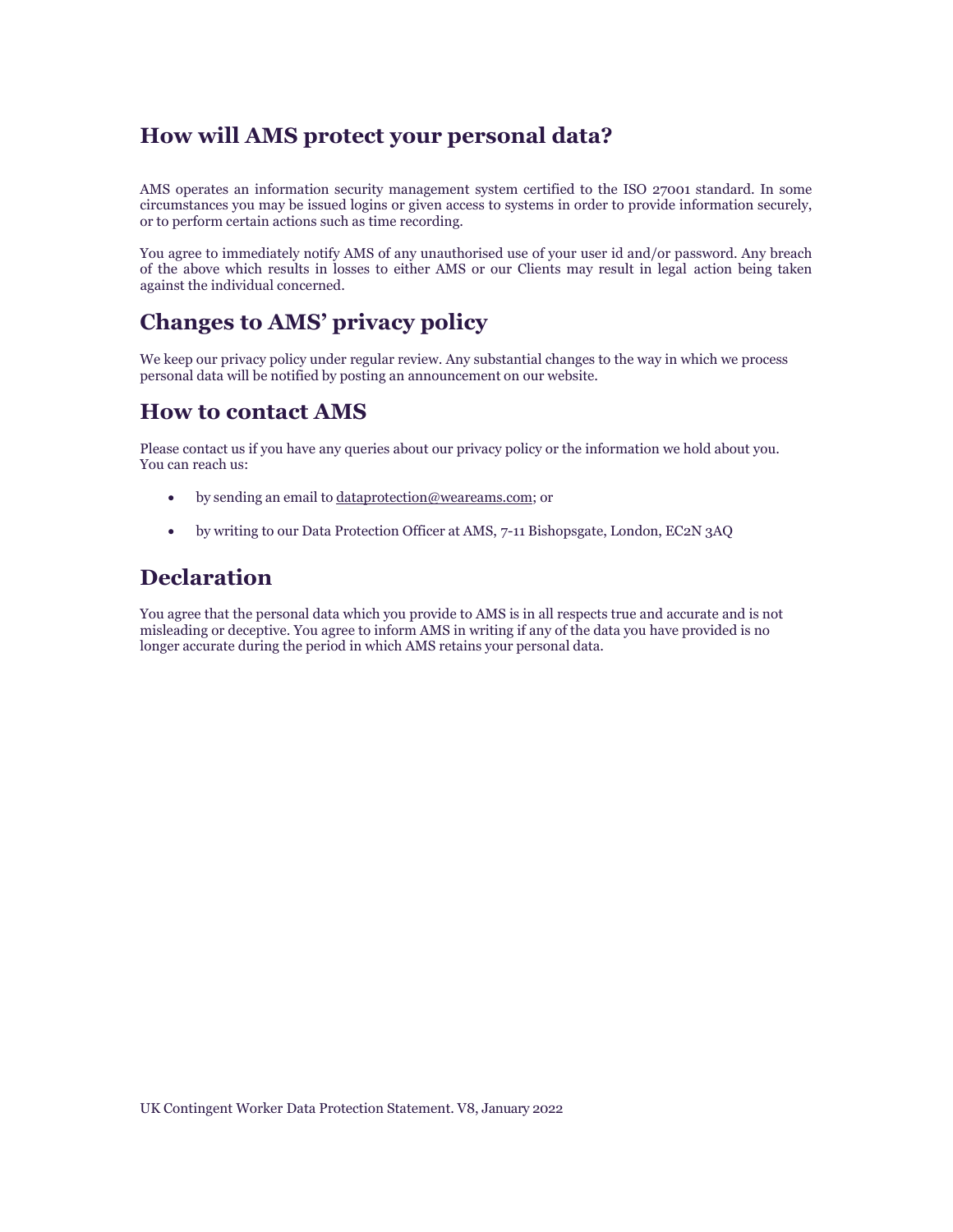## How will AMS protect your personal data?

AMS operates an information security management system certified to the ISO 27001 standard. In some circumstances you may be issued logins or given access to systems in order to provide information securely, or to perform certain actions such as time recording.

You agree to immediately notify AMS of any unauthorised use of your user id and/or password. Any breach of the above which results in losses to either AMS or our Clients may result in legal action being taken against the individual concerned.

## Changes to AMS' privacy policy

We keep our privacy policy under regular review. Any substantial changes to the way in which we process personal data will be notified by posting an announcement on our website.

## How to contact AMS

Please contact us if you have any queries about our privacy policy or the information we hold about you. You can reach us:

- by sending an email to dataprotection@weareams.com; or
- by writing to our Data Protection Officer at AMS, 7-11 Bishopsgate, London, EC2N 3AQ

## Declaration

You agree that the personal data which you provide to AMS is in all respects true and accurate and is not misleading or deceptive. You agree to inform AMS in writing if any of the data you have provided is no longer accurate during the period in which AMS retains your personal data.